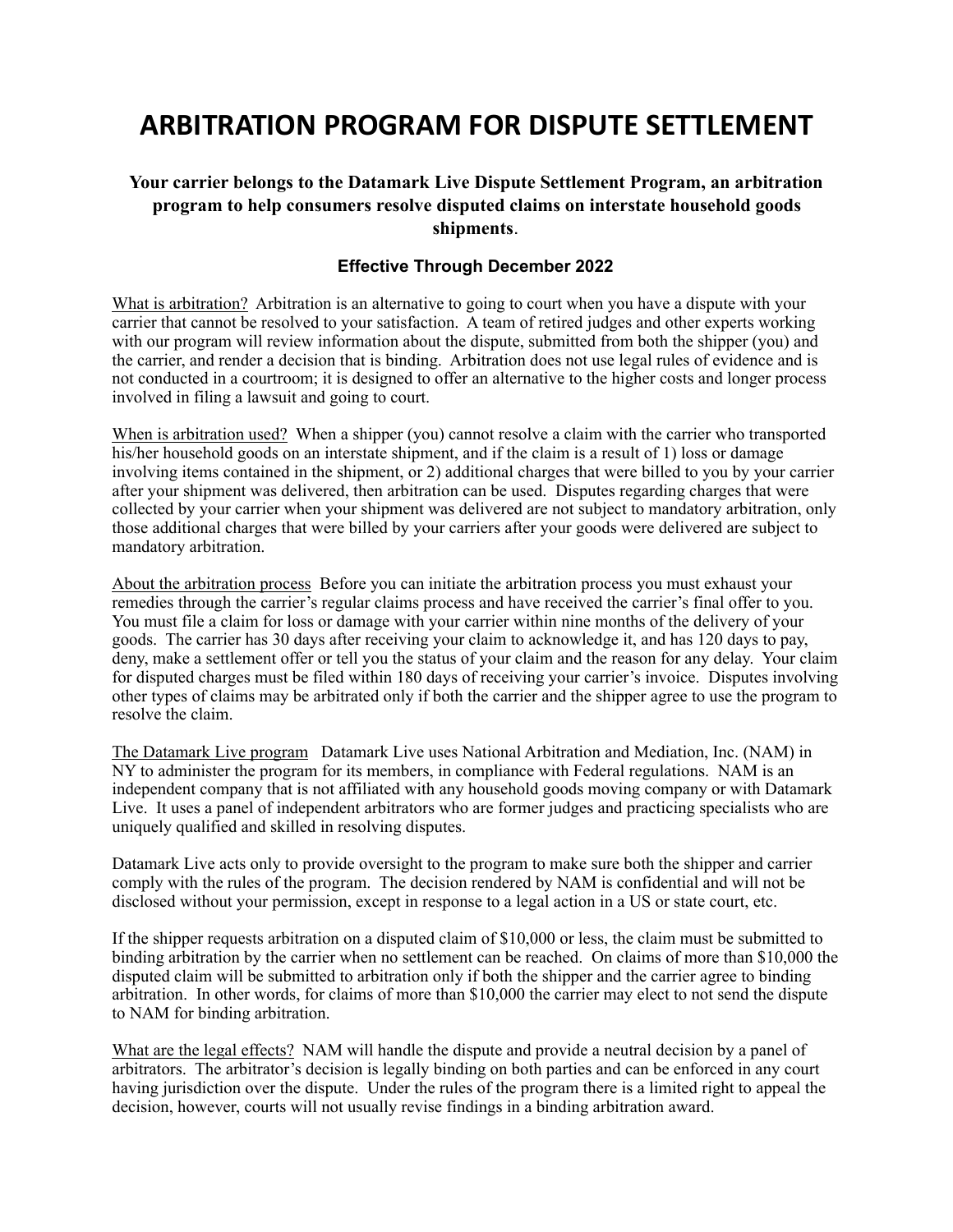# ARBITRATION PROGRAM FOR DISPUTE SETTLEMENT

**Your carrier belongs to the Datamark Live Dispute Settlement Program, an arbitration program to help consumers resolve disputed claims on interstate household goods shipments**.

**Effective Through December 2022**

What is arbitration? Arbitration is an alternative to going to court when you have a dispute with your carrier that cannot be resolved to your satisfaction. A team of retired judges and other experts working with our program will review information about the dispute, submitted from both the shipper (you) and the carrier, and render a decision that is binding. Arbitration does not use legal rules of evidence and is not conducted in a courtroom; it is designed to offer an alternative to the higher costs and longer process involved in filing a lawsuit and going to court.

When is arbitration used? When a shipper (you) cannot resolve a claim with the carrier who transported his/her household goods on an interstate shipment, and if the claim is a result of 1) loss or damage involving items contained in the shipment, or 2) additional charges that were billed to you by your carrier after your shipment was delivered, then arbitration can be used. Disputes regarding charges that were collected by your carrier when your shipment was delivered are not subject to mandatory arbitration, only those additional charges that were billed by your carriers after your goods were delivered are subject to mandatory arbitration.

About the arbitration process Before you can initiate the arbitration process you must exhaust your remedies through the carrier's regular claims process and have received the carrier's final offer to you. You must file a claim for loss or damage with your carrier within nine months of the delivery of your goods. The carrier has 30 days after receiving your claim to acknowledge it, and has 120 days to pay, deny, make a settlement offer or tell you the status of your claim and the reason for any delay. Your claim for disputed charges must be filed within 180 days of receiving your carrier's invoice. Disputes involving other types of claims may be arbitrated only if both the carrier and the shipper agree to use the program to resolve the claim.

The Datamark Live program Datamark Live uses National Arbitration and Mediation, Inc. (NAM) in NY to administer the program for its members, in compliance with Federal regulations. NAM is an independent company that is not affiliated with any household goods moving company or with Datamark Live. It uses a panel of independent arbitrators who are former judges and practicing specialists who are uniquely qualified and skilled in resolving disputes.

Datamark Live acts only to provide oversight to the program to make sure both the shipper and carrier comply with the rules of the program. The decision rendered by NAM is confidential and will not be disclosed without your permission, except in response to a legal action in a US or state court, etc.

If the shipper requests arbitration on a disputed claim of $10,000 or less, the claim must be submitted to binding arbitration by the carrier when no settlement can be reached. On claims of more than $10,000 the disputed claim will be submitted to arbitration only if both the shipper and the carrier agree to binding arbitration. In other words, for claims of more than $10,000 the carrier may elect to not send the dispute to NAM for binding arbitration.

What are the legal effects? NAM will handle the dispute and provide a neutral decision by a panel of arbitrators. The arbitrator's decision is legally binding on both parties and can be enforced in any court having jurisdiction over the dispute. Under the rules of the program there is a limited right to appeal the decision, however, courts will not usually revise findings in a binding arbitration award.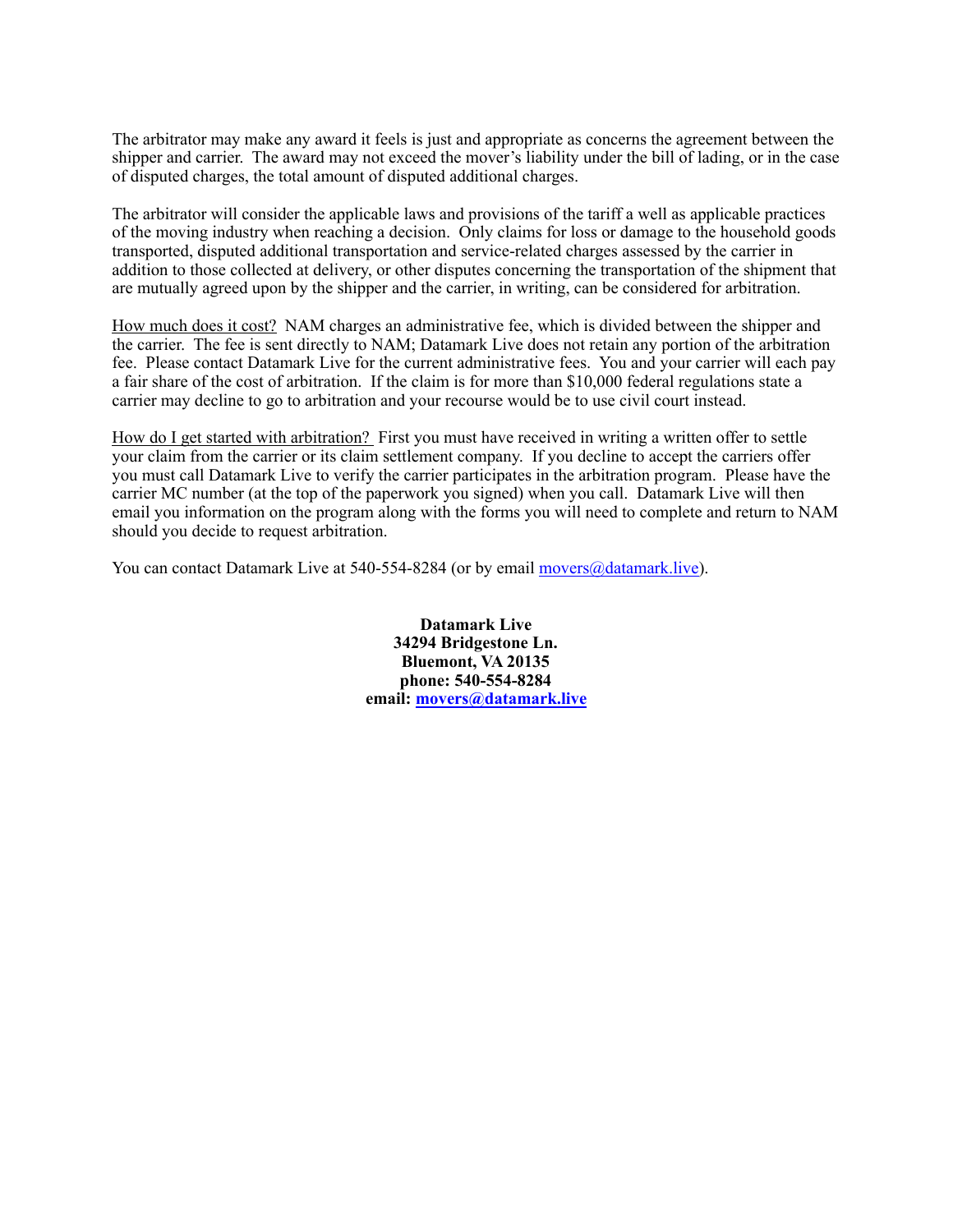The arbitrator may make any award it feels is just and appropriate as concerns the agreement between the shipper and carrier. The award may not exceed the mover's liability under the bill of lading, or in the case of disputed charges, the total amount of disputed additional charges.

The arbitrator will consider the applicable laws and provisions of the tariff a well as applicable practices of the moving industry when reaching a decision. Only claims for loss or damage to the household goods transported, disputed additional transportation and service-related charges assessed by the carrier in addition to those collected at delivery, or other disputes concerning the transportation of the shipment that are mutually agreed upon by the shipper and the carrier, in writing, can be considered for arbitration.

How much does it cost? NAM charges an administrative fee, which is divided between the shipper and the carrier. The fee is sent directly to NAM; Datamark Live does not retain any portion of the arbitration fee. Please contact Datamark Live for the current administrative fees. You and your carrier will each pay a fair share of the cost of arbitration. If the claim is for more than $10,000 federal regulations state a carrier may decline to go to arbitration and your recourse would be to use civil court instead.

How do I get started with arbitration? First you must have received in writing a written offer to settle your claim from the carrier or its claim settlement company. If you decline to accept the carriers offer you must call Datamark Live to verify the carrier participates in the arbitration program. Please have the carrier MC number (at the top of the paperwork you signed) when you call. Datamark Live will then email you information on the program along with the forms you will need to complete and return to NAM should you decide to request arbitration.

You can contact Datamark Live at 540-554-8284 (or by email movers@datamark.live).

**Datamark Live**
**34294 Bridgestone Ln.**
**Bluemont, VA 20135**
**phone: 540-554-8284**
**email: movers@datamark.live**